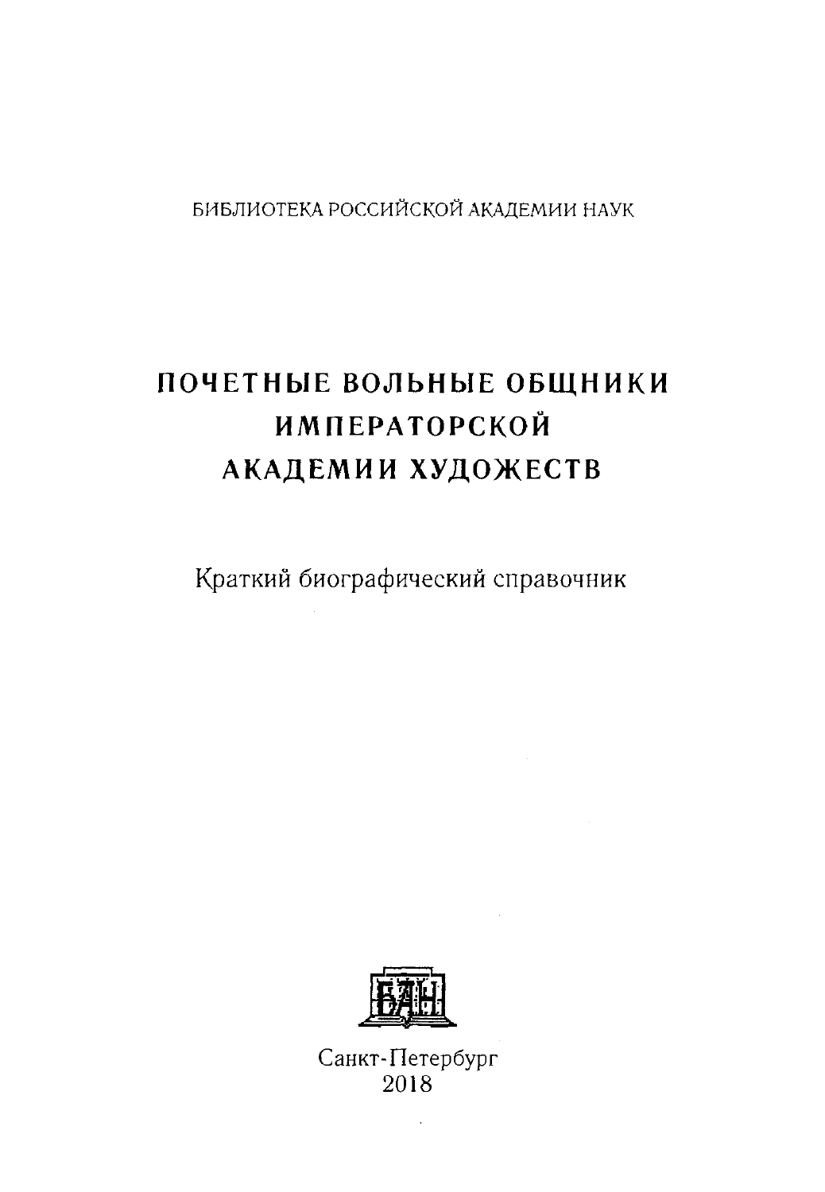БИБЛИОТЕКА РОССИЙСКОЙ АКАДЕМИИ НАУК

# ПОЧЕТНЫЕ ВОЛЬНЫЕ ОБЩНИКИ ИМПЕРАТОРСКОЙ АКАДЕМИИ ХУДОЖЕСТВ

Краткий биографический справочник

БАН

Санкт-Петербург
2018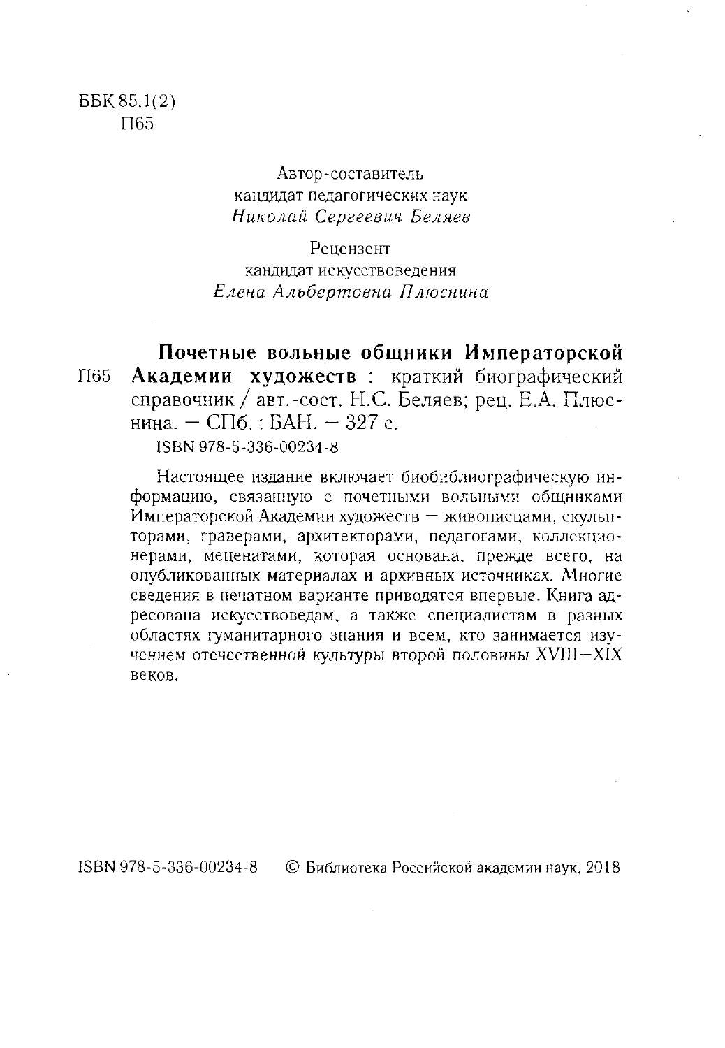ББК 85.1(2)
П65

Автор-составитель
кандидат педагогических наук
*Николай Сергеевич Беляев*

Рецензент
кандидат искусствоведения
*Елена Альбертовна Плюснина*

П65 **Почетные вольные общники Императорской Академии художеств** : краткий биографический справочник / авт.-сост. Н.С. Беляев; рец. Е.А. Плюснина. — СПб. : БАН. — 327 с.

ISBN 978-5-336-00234-8

Настоящее издание включает биобиблиографическую информацию, связанную с почетными вольными общниками Императорской Академии художеств — живописцами, скульпторами, граверами, архитекторами, педагогами, коллекционерами, меценатами, которая основана, прежде всего, на опубликованных материалах и архивных источниках. Многие сведения в печатном варианте приводятся впервые. Книга адресована искусствоведам, а также специалистам в разных областях гуманитарного знания и всем, кто занимается изучением отечественной культуры второй половины XVIII—XIX веков.

ISBN 978-5-336-00234-8 © Библиотека Российской академии наук, 2018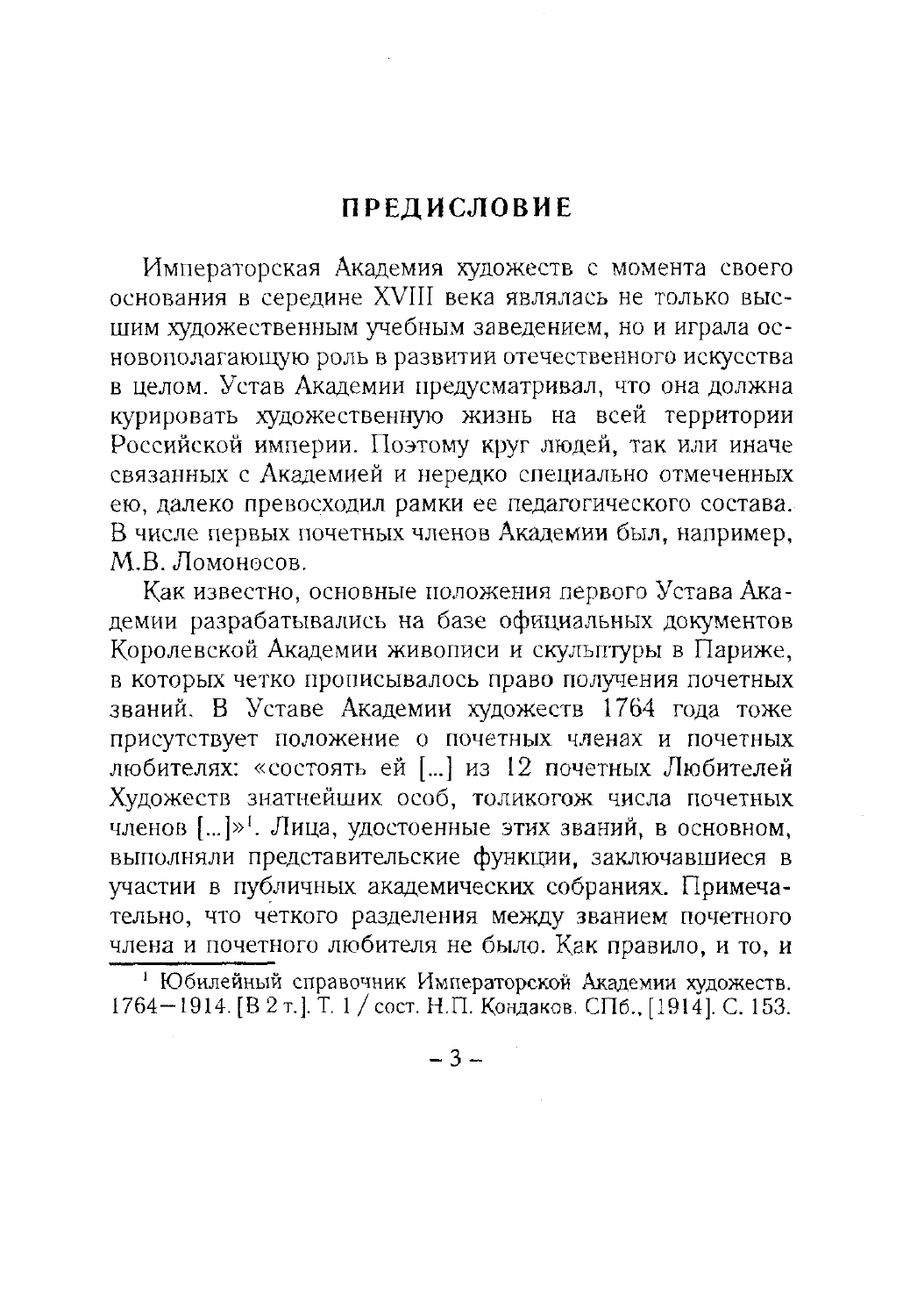# ПРЕДИСЛОВИЕ

Императорская Академия художеств с момента своего основания в середине XVIII века являлась не только высшим художественным учебным заведением, но и играла основополагающую роль в развитии отечественного искусства в целом. Устав Академии предусматривал, что она должна курировать художественную жизнь на всей территории Российской империи. Поэтому круг людей, так или иначе связанных с Академией и нередко специально отмеченных ею, далеко превосходил рамки ее педагогического состава. В числе первых почетных членов Академии был, например, М.В. Ломоносов.

Как известно, основные положения первого Устава Академии разрабатывались на базе официальных документов Королевской Академии живописи и скульптуры в Париже, в которых четко прописывалось право получения почетных званий. В Уставе Академии художеств 1764 года тоже присутствует положение о почетных членах и почетных любителях: «состоять ей [...] из 12 почетных Любителей Художеств знатнейших особ, толикогож числа почетных членов [...]»[1]. Лица, удостоенные этих званий, в основном, выполняли представительские функции, заключавшиеся в участии в публичных академических собраниях. Примечательно, что четкого разделения между званием почетного члена и почетного любителя не было. Как правило, и то, и

[1] Юбилейный справочник Императорской Академии художеств. 1764–1914. [В 2 т.]. Т. 1 / сост. Н.П. Кондаков. СПб., [1914]. С. 153.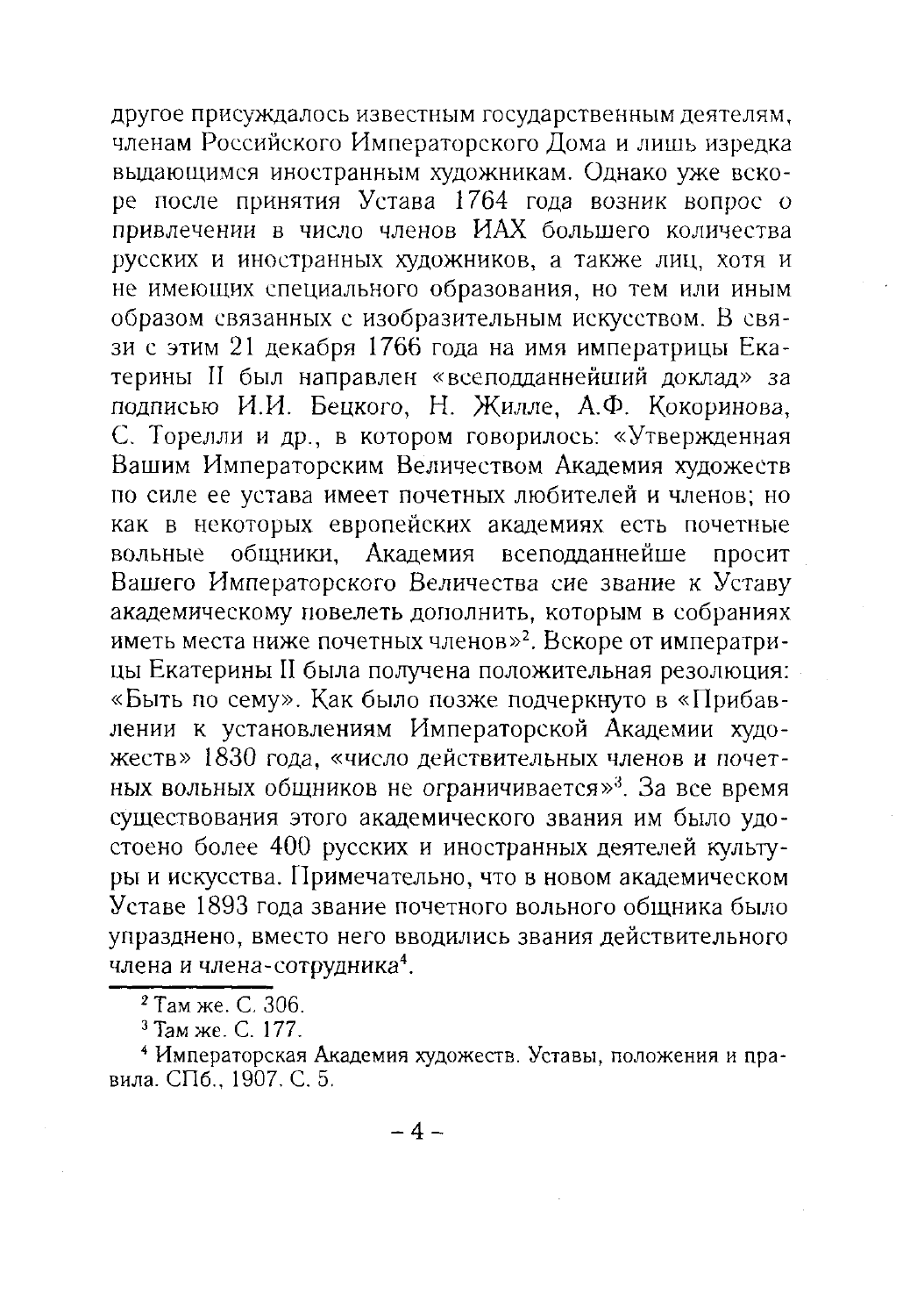другое присуждалось известным государственным деятелям, членам Российского Императорского Дома и лишь изредка выдающимся иностранным художникам. Однако уже вскоре после принятия Устава 1764 года возник вопрос о привлечении в число членов ИАХ большего количества русских и иностранных художников, а также лиц, хотя и не имеющих специального образования, но тем или иным образом связанных с изобразительным искусством. В связи с этим 21 декабря 1766 года на имя императрицы Екатерины II был направлен «всеподданнейший доклад» за подписью И.И. Бецкого, Н. Жилле, А.Ф. Кокоринова, С. Торелли и др., в котором говорилось: «Утвержденная Вашим Императорским Величеством Академия художеств по силе ее устава имеет почетных любителей и членов; но как в некоторых европейских академиях есть почетные вольные общники, Академия всеподданнейше просит Вашего Императорского Величества сие звание к Уставу академическому повелеть дополнить, которым в собраниях иметь места ниже почетных членов»[2]. Вскоре от императрицы Екатерины II была получена положительная резолюция: «Быть по сему». Как было позже подчеркнуто в «Прибавлении к установлениям Императорской Академии художеств» 1830 года, «число действительных членов и почетных вольных общников не ограничивается»[3]. За все время существования этого академического звания им было удостоено более 400 русских и иностранных деятелей культуры и искусства. Примечательно, что в новом академическом Уставе 1893 года звание почетного вольного общника было упразднено, вместо него вводились звания действительного члена и члена-сотрудника[4].

---

[2] Там же. С. 306.

[3] Там же. С. 177.

[4] Императорская Академия художеств. Уставы, положения и правила. СПб., 1907. С. 5.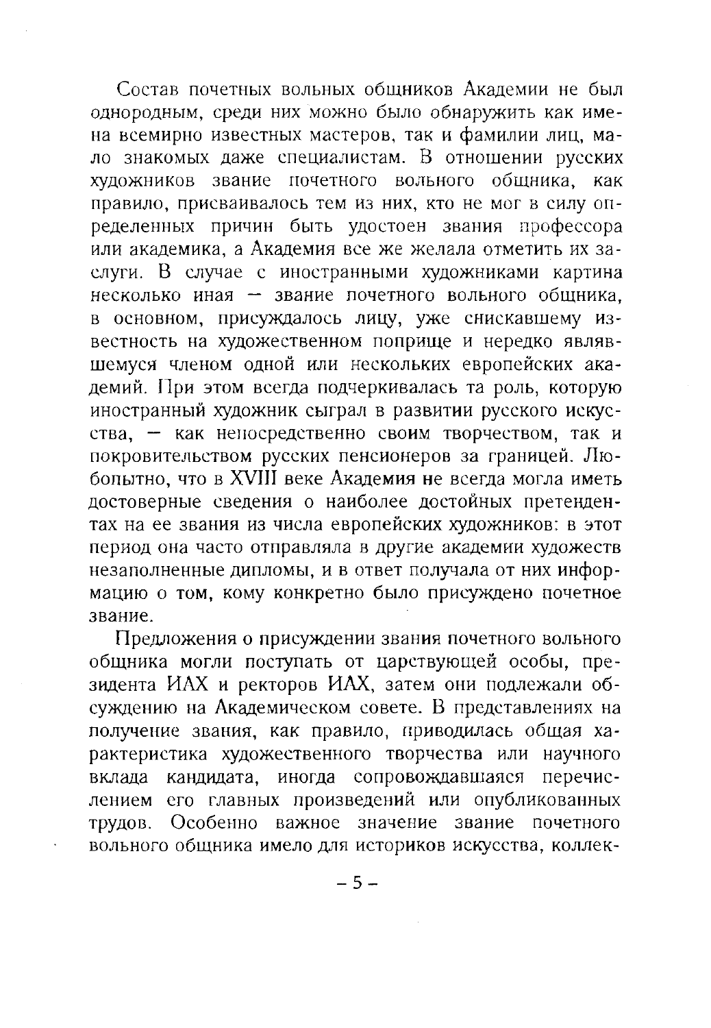Состав почетных вольных общников Академии не был однородным, среди них можно было обнаружить как имена всемирно известных мастеров, так и фамилии лиц, мало знакомых даже специалистам. В отношении русских художников звание почетного вольного общника, как правило, присваивалось тем из них, кто не мог в силу определенных причин быть удостоен звания профессора или академика, а Академия все же желала отметить их заслуги. В случае с иностранными художниками картина несколько иная – звание почетного вольного общника, в основном, присуждалось лицу, уже снискавшему известность на художественном поприще и нередко являвшемуся членом одной или нескольких европейских академий. При этом всегда подчеркивалась та роль, которую иностранный художник сыграл в развитии русского искусства, – как непосредственно своим творчеством, так и покровительством русских пенсионеров за границей. Любопытно, что в XVIII веке Академия не всегда могла иметь достоверные сведения о наиболее достойных претендентах на ее звания из числа европейских художников: в этот период она часто отправляла в другие академии художеств незаполненные дипломы, и в ответ получала от них информацию о том, кому конкретно было присуждено почетное звание.

Предложения о присуждении звания почетного вольного общника могли поступать от царствующей особы, президента ИАХ и ректоров ИАХ, затем они подлежали обсуждению на Академическом совете. В представлениях на получение звания, как правило, приводилась общая характеристика художественного творчества или научного вклада кандидата, иногда сопровождавшаяся перечислением его главных произведений или опубликованных трудов. Особенно важное значение звание почетного вольного общника имело для историков искусства, коллек-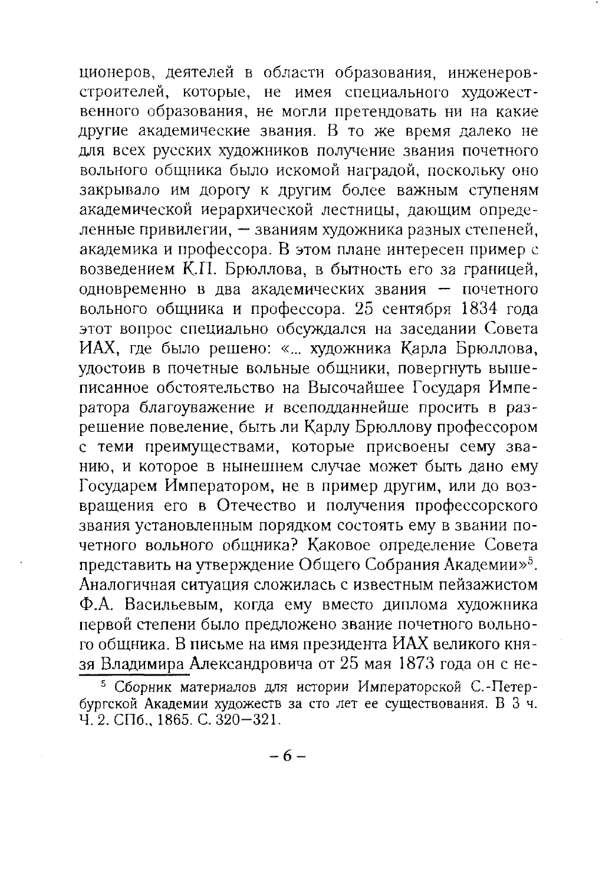ционеров, деятелей в области образования, инженеров-строителей, которые, не имея специального художественного образования, не могли претендовать ни на какие другие академические звания. В то же время далеко не для всех русских художников получение звания почетного вольного общника было искомой наградой, поскольку оно закрывало им дорогу к другим более важным ступеням академической иерархической лестницы, дающим определенные привилегии, — званиям художника разных степеней, академика и профессора. В этом плане интересен пример с возведением К.П. Брюллова, в бытность его за границей, одновременно в два академических звания — почетного вольного общника и профессора. 25 сентября 1834 года этот вопрос специально обсуждался на заседании Совета ИАХ, где было решено: «... художника Карла Брюллова, удостоив в почетные вольные общники, повергнуть вышеписанное обстоятельство на Высочайшее Государя Императора благоуважение и всеподданнейше просить в разрешение повеление, быть ли Карлу Брюллову профессором с теми преимуществами, которые присвоены сему званию, и которое в нынешнем случае может быть дано ему Государем Императором, не в пример другим, или до возвращения его в Отечество и получения профессорского звания установленным порядком состоять ему в звании почетного вольного общника? Каковое определение Совета представить на утверждение Общего Собрания Академии»[5]. Аналогичная ситуация сложилась с известным пейзажистом Ф.А. Васильевым, когда ему вместо диплома художника первой степени было предложено звание почетного вольного общника. В письме на имя президента ИАХ великого князя Владимира Александровича от 25 мая 1873 года он с не-

[5] Сборник материалов для истории Императорской С.-Петербургской Академии художеств за сто лет ее существования. В 3 ч. Ч. 2. СПб., 1865. С. 320–321.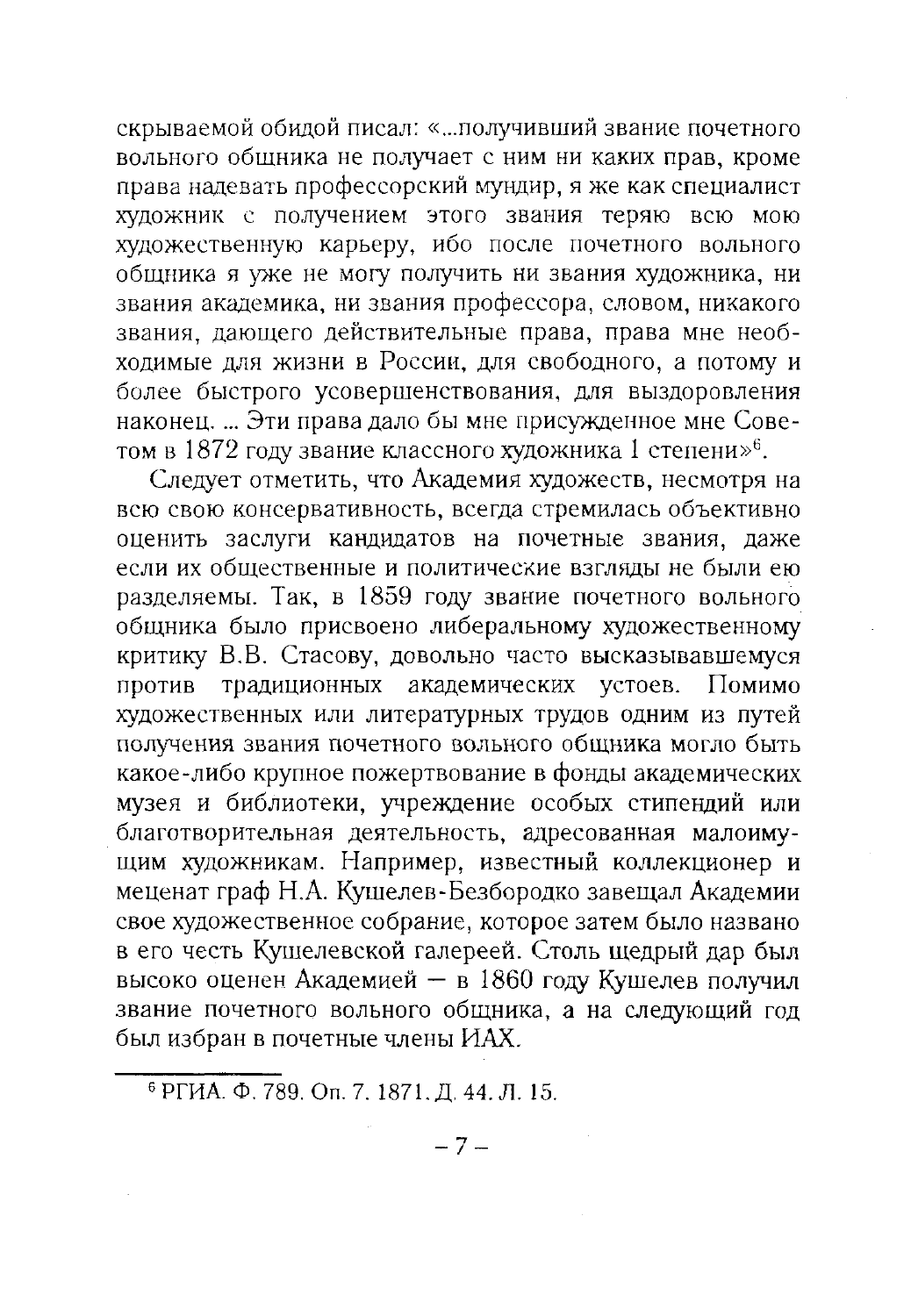скрываемой обидой писал: «...получивший звание почетного вольного общника не получает с ним ни каких прав, кроме права надевать профессорский мундир, я же как специалист художник с получением этого звания теряю всю мою художественную карьеру, ибо после почетного вольного общника я уже не могу получить ни звания художника, ни звания академика, ни звания профессора, словом, никакого звания, дающего действительные права, права мне необходимые для жизни в России, для свободного, а потому и более быстрого усовершенствования, для выздоровления наконец. ... Эти права дало бы мне присужденное мне Советом в 1872 году звание классного художника 1 степени»[6].

Следует отметить, что Академия художеств, несмотря на всю свою консервативность, всегда стремилась объективно оценить заслуги кандидатов на почетные звания, даже если их общественные и политические взгляды не были ею разделяемы. Так, в 1859 году звание почетного вольного общника было присвоено либеральному художественному критику В.В. Стасову, довольно часто высказывавшемуся против традиционных академических устоев. Помимо художественных или литературных трудов одним из путей получения звания почетного вольного общника могло быть какое-либо крупное пожертвование в фонды академических музея и библиотеки, учреждение особых стипендий или благотворительная деятельность, адресованная малоимущим художникам. Например, известный коллекционер и меценат граф Н.А. Кушелев-Безбородко завещал Академии свое художественное собрание, которое затем было названо в его честь Кушелевской галереей. Столь щедрый дар был высоко оценен Академией — в 1860 году Кушелев получил звание почетного вольного общника, а на следующий год был избран в почетные члены ИАХ.

---

[6] РГИА. Ф. 789. Оп. 7. 1871. Д. 44. Л. 15.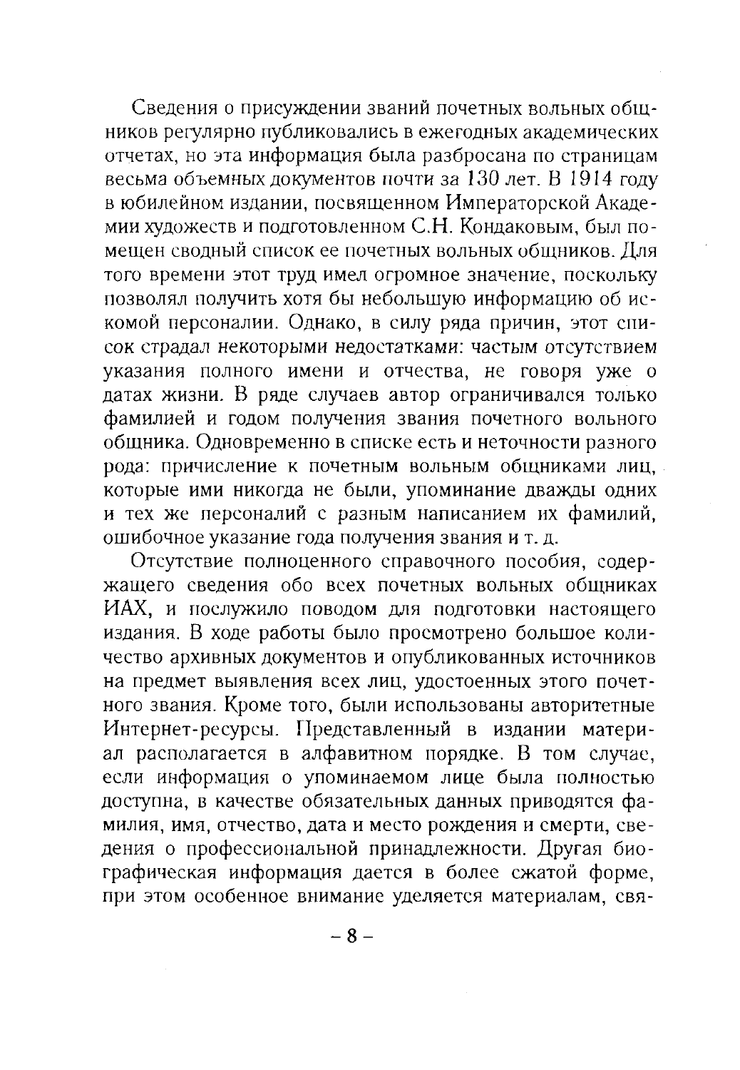Сведения о присуждении званий почетных вольных общников регулярно публиковались в ежегодных академических отчетах, но эта информация была разбросана по страницам весьма объемных документов почти за 130 лет. В 1914 году в юбилейном издании, посвященном Императорской Академии художеств и подготовленном С.Н. Кондаковым, был помещен сводный список ее почетных вольных общников. Для того времени этот труд имел огромное значение, поскольку позволял получить хотя бы небольшую информацию об искомой персоналии. Однако, в силу ряда причин, этот список страдал некоторыми недостатками: частым отсутствием указания полного имени и отчества, не говоря уже о датах жизни. В ряде случаев автор ограничивался только фамилией и годом получения звания почетного вольного общника. Одновременно в списке есть и неточности разного рода: причисление к почетным вольным общниками лиц, которые ими никогда не были, упоминание дважды одних и тех же персоналий с разным написанием их фамилий, ошибочное указание года получения звания и т. д.

Отсутствие полноценного справочного пособия, содержащего сведения обо всех почетных вольных общниках ИАХ, и послужило поводом для подготовки настоящего издания. В ходе работы было просмотрено большое количество архивных документов и опубликованных источников на предмет выявления всех лиц, удостоенных этого почетного звания. Кроме того, были использованы авторитетные Интернет-ресурсы. Представленный в издании материал располагается в алфавитном порядке. В том случае, если информация о упоминаемом лице была полностью доступна, в качестве обязательных данных приводятся фамилия, имя, отчество, дата и место рождения и смерти, сведения о профессиональной принадлежности. Другая биографическая информация дается в более сжатой форме, при этом особенное внимание уделяется материалам, свя-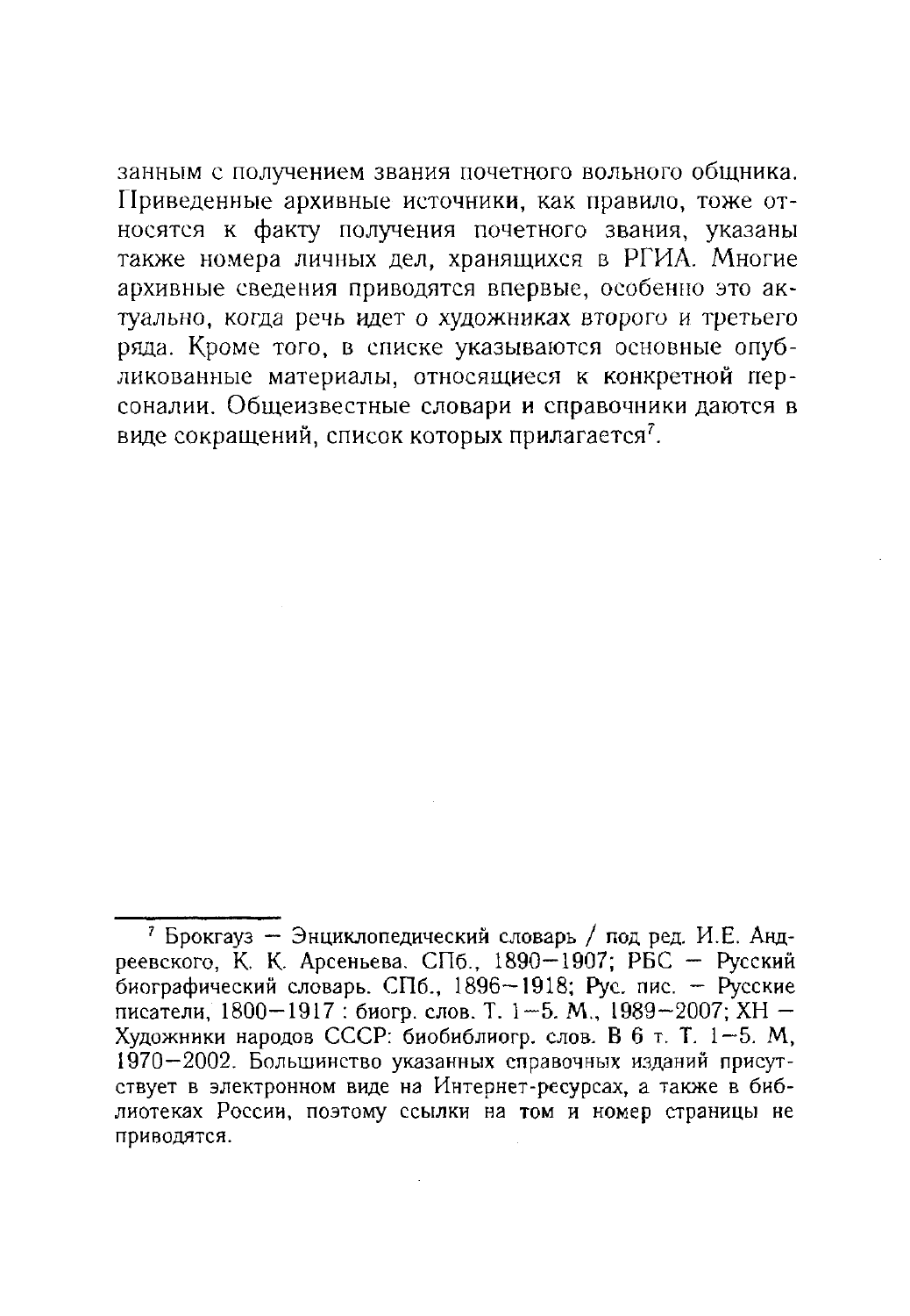занным с получением звания почетного вольного общника. Приведенные архивные источники, как правило, тоже относятся к факту получения почетного звания, указаны также номера личных дел, хранящихся в РГИА. Многие архивные сведения приводятся впервые, особенно это актуально, когда речь идет о художниках второго и третьего ряда. Кроме того, в списке указываются основные опубликованные материалы, относящиеся к конкретной персоналии. Общеизвестные словари и справочники даются в виде сокращений, список которых прилагается[7].

---

[7] Брокгауз — Энциклопедический словарь / под ред. И.Е. Андреевского, К. К. Арсеньева. СПб., 1890—1907; РБС — Русский биографический словарь. СПб., 1896—1918; Рус. пис. — Русские писатели, 1800—1917 : биогр. слов. Т. 1—5. М., 1989—2007; ХН — Художники народов СССР: биобиблиогр. слов. В 6 т. Т. 1—5. М, 1970—2002. Большинство указанных справочных изданий присутствует в электронном виде на Интернет-ресурсах, а также в библиотеках России, поэтому ссылки на том и номер страницы не приводятся.